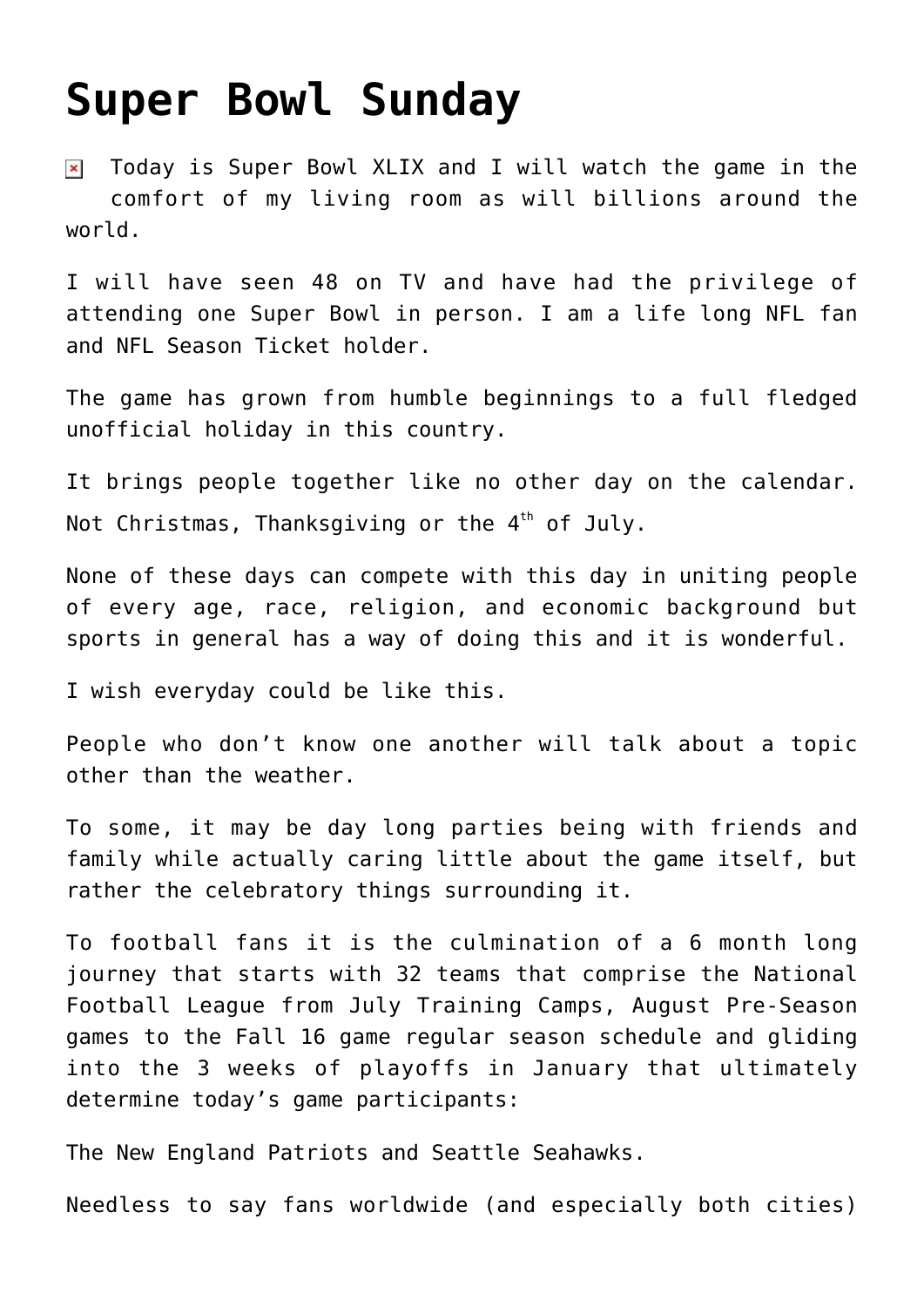# Super Bowl Sunday

Today is Super Bowl XLIX and I will watch the game in the comfort of my living room as will billions around the world.

I will have seen 48 on TV and have had the privilege of attending one Super Bowl in person. I am a life long NFL fan and NFL Season Ticket holder.

The game has grown from humble beginnings to a full fledged unofficial holiday in this country.

It brings people together like no other day on the calendar. Not Christmas, Thanksgiving or the 4th of July.

None of these days can compete with this day in uniting people of every age, race, religion, and economic background but sports in general has a way of doing this and it is wonderful.

I wish everyday could be like this.

People who don't know one another will talk about a topic other than the weather.

To some, it may be day long parties being with friends and family while actually caring little about the game itself, but rather the celebratory things surrounding it.

To football fans it is the culmination of a 6 month long journey that starts with 32 teams that comprise the National Football League from July Training Camps, August Pre-Season games to the Fall 16 game regular season schedule and gliding into the 3 weeks of playoffs in January that ultimately determine today's game participants:

The New England Patriots and Seattle Seahawks.

Needless to say fans worldwide (and especially both cities)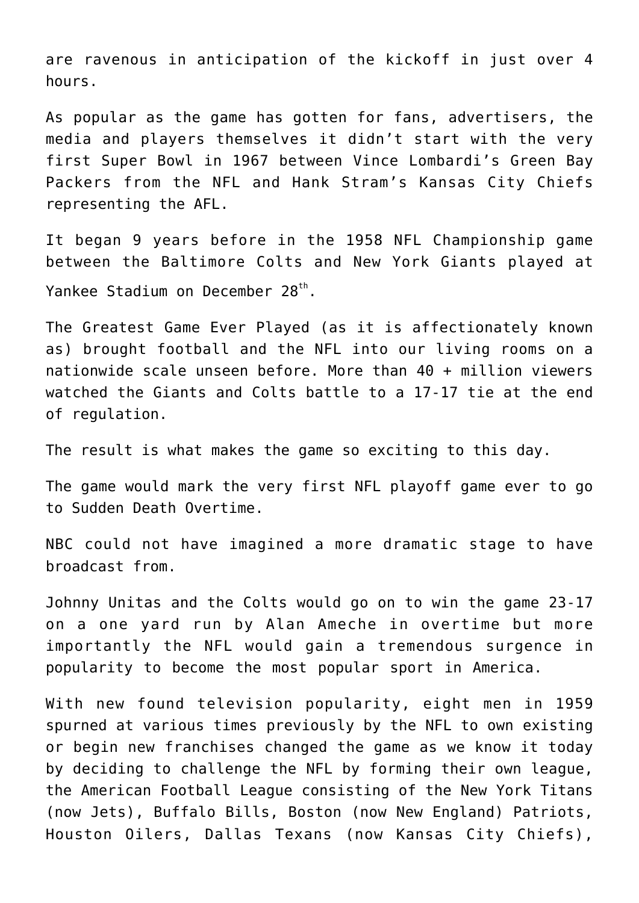are ravenous in anticipation of the kickoff in just over 4 hours.

As popular as the game has gotten for fans, advertisers, the media and players themselves it didn't start with the very first Super Bowl in 1967 between Vince Lombardi's Green Bay Packers from the NFL and Hank Stram's Kansas City Chiefs representing the AFL.

It began 9 years before in the 1958 NFL Championship game between the Baltimore Colts and New York Giants played at Yankee Stadium on December 28th.

The Greatest Game Ever Played (as it is affectionately known as) brought football and the NFL into our living rooms on a nationwide scale unseen before. More than 40 + million viewers watched the Giants and Colts battle to a 17-17 tie at the end of regulation.

The result is what makes the game so exciting to this day.

The game would mark the very first NFL playoff game ever to go to Sudden Death Overtime.

NBC could not have imagined a more dramatic stage to have broadcast from.

Johnny Unitas and the Colts would go on to win the game 23-17 on a one yard run by Alan Ameche in overtime but more importantly the NFL would gain a tremendous surgence in popularity to become the most popular sport in America.

With new found television popularity, eight men in 1959 spurned at various times previously by the NFL to own existing or begin new franchises changed the game as we know it today by deciding to challenge the NFL by forming their own league, the American Football League consisting of the New York Titans (now Jets), Buffalo Bills, Boston (now New England) Patriots, Houston Oilers, Dallas Texans (now Kansas City Chiefs),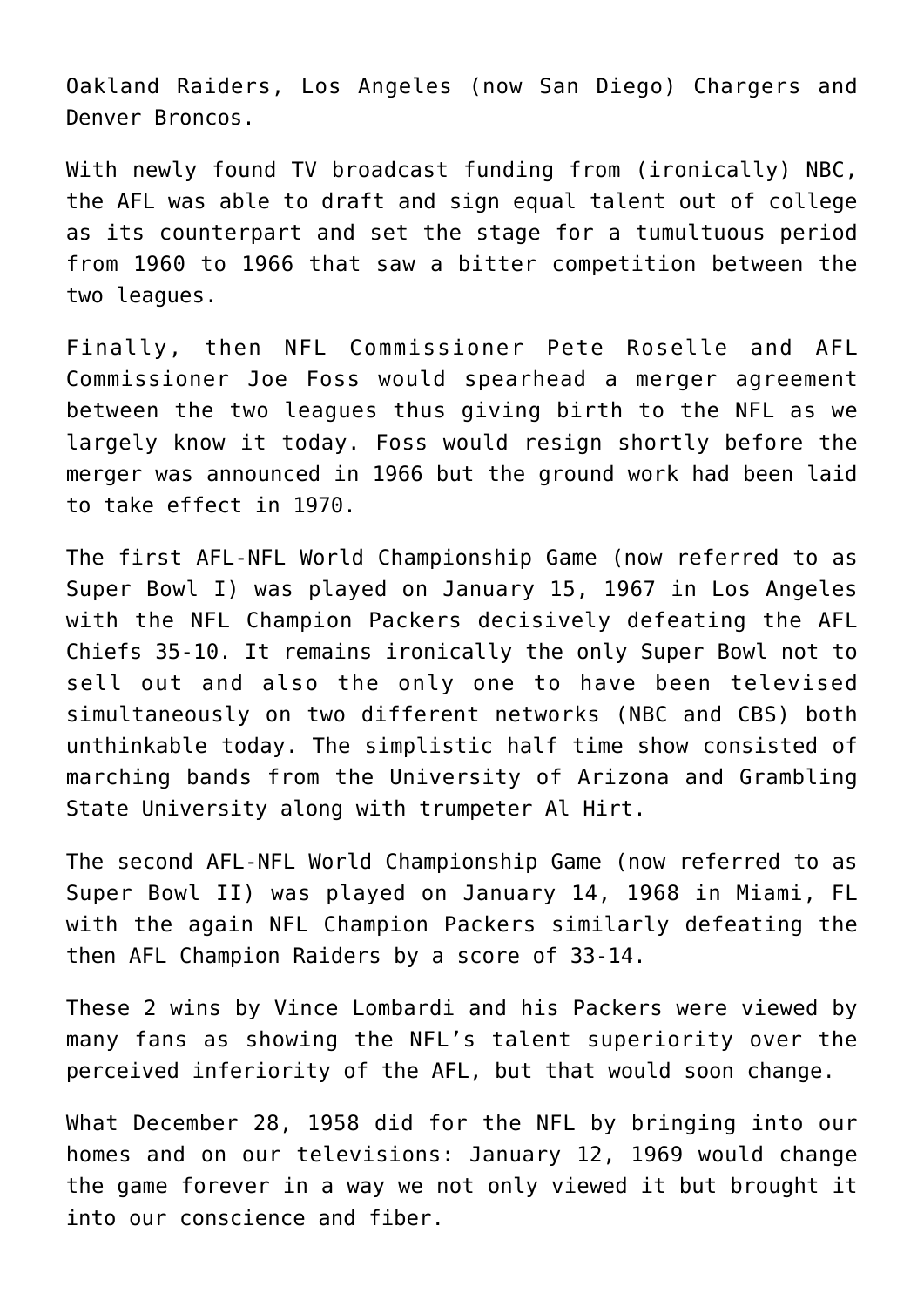Oakland Raiders, Los Angeles (now San Diego) Chargers and Denver Broncos.

With newly found TV broadcast funding from (ironically) NBC, the AFL was able to draft and sign equal talent out of college as its counterpart and set the stage for a tumultuous period from 1960 to 1966 that saw a bitter competition between the two leagues.

Finally, then NFL Commissioner Pete Roselle and AFL Commissioner Joe Foss would spearhead a merger agreement between the two leagues thus giving birth to the NFL as we largely know it today. Foss would resign shortly before the merger was announced in 1966 but the ground work had been laid to take effect in 1970.

The first AFL-NFL World Championship Game (now referred to as Super Bowl I) was played on January 15, 1967 in Los Angeles with the NFL Champion Packers decisively defeating the AFL Chiefs 35-10. It remains ironically the only Super Bowl not to sell out and also the only one to have been televised simultaneously on two different networks (NBC and CBS) both unthinkable today. The simplistic half time show consisted of marching bands from the University of Arizona and Grambling State University along with trumpeter Al Hirt.

The second AFL-NFL World Championship Game (now referred to as Super Bowl II) was played on January 14, 1968 in Miami, FL with the again NFL Champion Packers similarly defeating the then AFL Champion Raiders by a score of 33-14.

These 2 wins by Vince Lombardi and his Packers were viewed by many fans as showing the NFL's talent superiority over the perceived inferiority of the AFL, but that would soon change.

What December 28, 1958 did for the NFL by bringing into our homes and on our televisions: January 12, 1969 would change the game forever in a way we not only viewed it but brought it into our conscience and fiber.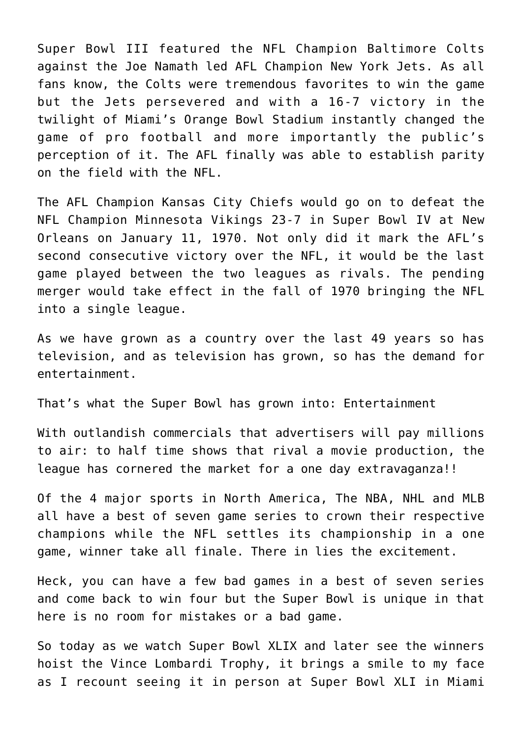Super Bowl III featured the NFL Champion Baltimore Colts against the Joe Namath led AFL Champion New York Jets. As all fans know, the Colts were tremendous favorites to win the game but the Jets persevered and with a 16-7 victory in the twilight of Miami's Orange Bowl Stadium instantly changed the game of pro football and more importantly the public's perception of it. The AFL finally was able to establish parity on the field with the NFL.

The AFL Champion Kansas City Chiefs would go on to defeat the NFL Champion Minnesota Vikings 23-7 in Super Bowl IV at New Orleans on January 11, 1970. Not only did it mark the AFL's second consecutive victory over the NFL, it would be the last game played between the two leagues as rivals. The pending merger would take effect in the fall of 1970 bringing the NFL into a single league.

As we have grown as a country over the last 49 years so has television, and as television has grown, so has the demand for entertainment.

That's what the Super Bowl has grown into: Entertainment

With outlandish commercials that advertisers will pay millions to air: to half time shows that rival a movie production, the league has cornered the market for a one day extravaganza!!

Of the 4 major sports in North America, The NBA, NHL and MLB all have a best of seven game series to crown their respective champions while the NFL settles its championship in a one game, winner take all finale. There in lies the excitement.

Heck, you can have a few bad games in a best of seven series and come back to win four but the Super Bowl is unique in that here is no room for mistakes or a bad game.

So today as we watch Super Bowl XLIX and later see the winners hoist the Vince Lombardi Trophy, it brings a smile to my face as I recount seeing it in person at Super Bowl XLI in Miami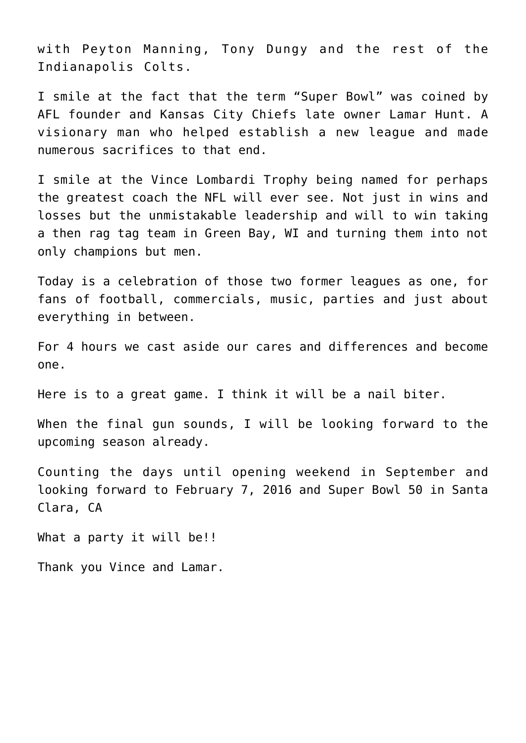with Peyton Manning, Tony Dungy and the rest of the Indianapolis Colts.

I smile at the fact that the term “Super Bowl” was coined by AFL founder and Kansas City Chiefs late owner Lamar Hunt. A visionary man who helped establish a new league and made numerous sacrifices to that end.

I smile at the Vince Lombardi Trophy being named for perhaps the greatest coach the NFL will ever see. Not just in wins and losses but the unmistakable leadership and will to win taking a then rag tag team in Green Bay, WI and turning them into not only champions but men.

Today is a celebration of those two former leagues as one, for fans of football, commercials, music, parties and just about everything in between.

For 4 hours we cast aside our cares and differences and become one.

Here is to a great game. I think it will be a nail biter.

When the final gun sounds, I will be looking forward to the upcoming season already.

Counting the days until opening weekend in September and looking forward to February 7, 2016 and Super Bowl 50 in Santa Clara, CA

What a party it will be!!

Thank you Vince and Lamar.